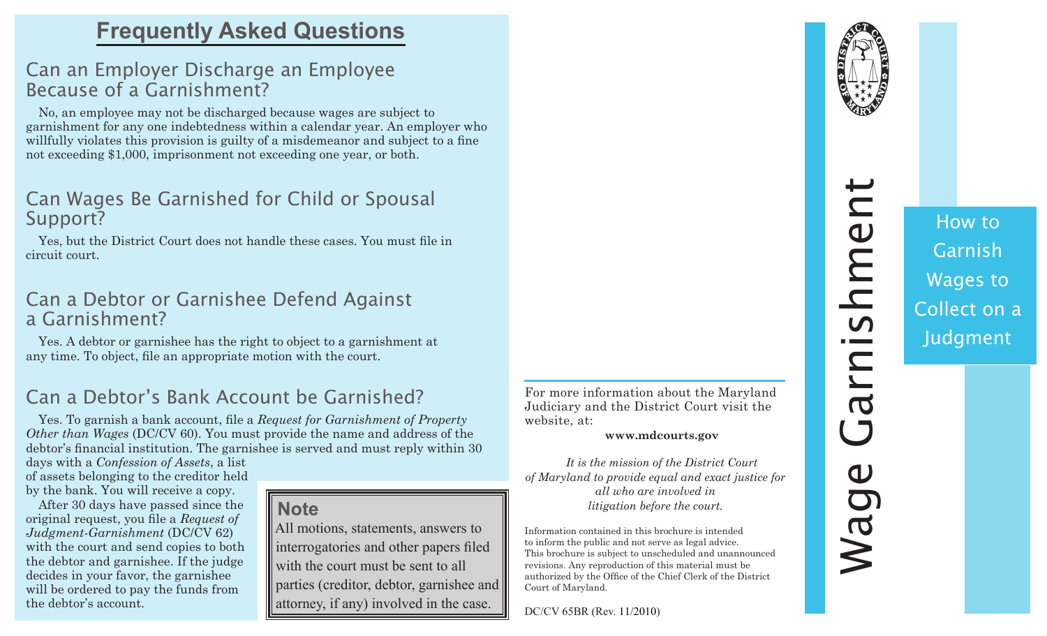# Frequently Asked Questions

## Can an Employer Discharge an Employee Because of a Garnishment?

No, an employee may not be discharged because wages are subject to garnishment for any one indebtedness within a calendar year. An employer who willfully violates this provision is guilty of a misdemeanor and subject to a fine not exceeding $1,000, imprisonment not exceeding one year, or both.

## Can Wages Be Garnished for Child or Spousal Support?

Yes, but the District Court does not handle these cases. You must file in circuit court.

## Can a Debtor or Garnishee Defend Against a Garnishment?

Yes. A debtor or garnishee has the right to object to a garnishment at any time. To object, file an appropriate motion with the court.

## Can a Debtor's Bank Account be Garnished?

Yes. To garnish a bank account, file a *Request for Garnishment of Property Other than Wages* (DC/CV 60). You must provide the name and address of the debtor's financial institution. The garnishee is served and must reply within 30 days with a *Confession of Assets*, a list of assets belonging to the creditor held by the bank. You will receive a copy.

After 30 days have passed since the original request, you file a *Request of Judgment-Garnishment* (DC/CV 62) with the court and send copies to both the debtor and garnishee. If the judge decides in your favor, the garnishee will be ordered to pay the funds from the debtor's account.

> **Note**
>
> All motions, statements, answers to interrogatories and other papers filed with the court must be sent to all parties (creditor, debtor, garnishee and attorney, if any) involved in the case.

---

For more information about the Maryland Judiciary and the District Court visit the website, at:

**www.mdcourts.gov**

*It is the mission of the District Court of Maryland to provide equal and exact justice for all who are involved in litigation before the court.*

Information contained in this brochure is intended to inform the public and not serve as legal advice. This brochure is subject to unscheduled and unannounced revisions. Any reproduction of this material must be authorized by the Office of the Chief Clerk of the District Court of Maryland.

DC/CV 65BR (Rev. 11/2010)

---

District Court of Maryland

# Wage Garnishment

## How to Garnish Wages to Collect on a Judgment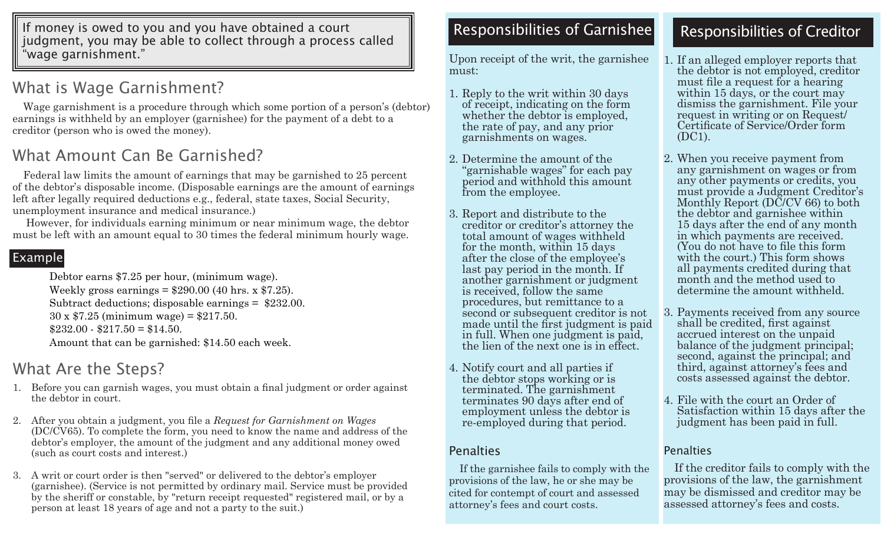If money is owed to you and you have obtained a court judgment, you may be able to collect through a process called “wage garnishment.”

## What is Wage Garnishment?

Wage garnishment is a procedure through which some portion of a person’s (debtor) earnings is withheld by an employer (garnishee) for the payment of a debt to a creditor (person who is owed the money).

## What Amount Can Be Garnished?

Federal law limits the amount of earnings that may be garnished to 25 percent of the debtor’s disposable income. (Disposable earnings are the amount of earnings left after legally required deductions e.g., federal, state taxes, Social Security, unemployment insurance and medical insurance.)

However, for individuals earning minimum or near minimum wage, the debtor must be left with an amount equal to 30 times the federal minimum hourly wage.

### Example

Debtor earns $7.25 per hour, (minimum wage).
Weekly gross earnings = $290.00 (40 hrs. x $7.25).
Subtract deductions; disposable earnings = $232.00.
30 x $7.25 (minimum wage) = $217.50.
$232.00 - $217.50 = $14.50.
Amount that can be garnished: $14.50 each week.

## What Are the Steps?

1. Before you can garnish wages, you must obtain a final judgment or order against the debtor in court.

2. After you obtain a judgment, you file a *Request for Garnishment on Wages* (DC/CV65). To complete the form, you need to know the name and address of the debtor’s employer, the amount of the judgment and any additional money owed (such as court costs and interest.)

3. A writ or court order is then "served" or delivered to the debtor’s employer (garnishee). (Service is not permitted by ordinary mail. Service must be provided by the sheriff or constable, by "return receipt requested" registered mail, or by a person at least 18 years of age and not a party to the suit.)

## Responsibilities of Garnishee

Upon receipt of the writ, the garnishee must:

1. Reply to the writ within 30 days of receipt, indicating on the form whether the debtor is employed, the rate of pay, and any prior garnishments on wages.

2. Determine the amount of the “garnishable wages” for each pay period and withhold this amount from the employee.

3. Report and distribute to the creditor or creditor’s attorney the total amount of wages withheld for the month, within 15 days after the close of the employee’s last pay period in the month. If another garnishment or judgment is received, follow the same procedures, but remittance to a second or subsequent creditor is not made until the first judgment is paid in full. When one judgment is paid, the lien of the next one is in effect.

4. Notify court and all parties if the debtor stops working or is terminated. The garnishment terminates 90 days after end of employment unless the debtor is re-employed during that period.

### Penalties

If the garnishee fails to comply with the provisions of the law, he or she may be cited for contempt of court and assessed attorney’s fees and court costs.

## Responsibilities of Creditor

1. If an alleged employer reports that the debtor is not employed, creditor must file a request for a hearing within 15 days, or the court may dismiss the garnishment. File your request in writing or on Request/Certificate of Service/Order form (DC1).

2. When you receive payment from any garnishment on wages or from any other payments or credits, you must provide a Judgment Creditor’s Monthly Report (DC/CV 66) to both the debtor and garnishee within 15 days after the end of any month in which payments are received. (You do not have to file this form with the court.) This form shows all payments credited during that month and the method used to determine the amount withheld.

3. Payments received from any source shall be credited, first against accrued interest on the unpaid balance of the judgment principal; second, against the principal; and third, against attorney’s fees and costs assessed against the debtor.

4. File with the court an Order of Satisfaction within 15 days after the judgment has been paid in full.

### Penalties

If the creditor fails to comply with the provisions of the law, the garnishment may be dismissed and creditor may be assessed attorney’s fees and costs.